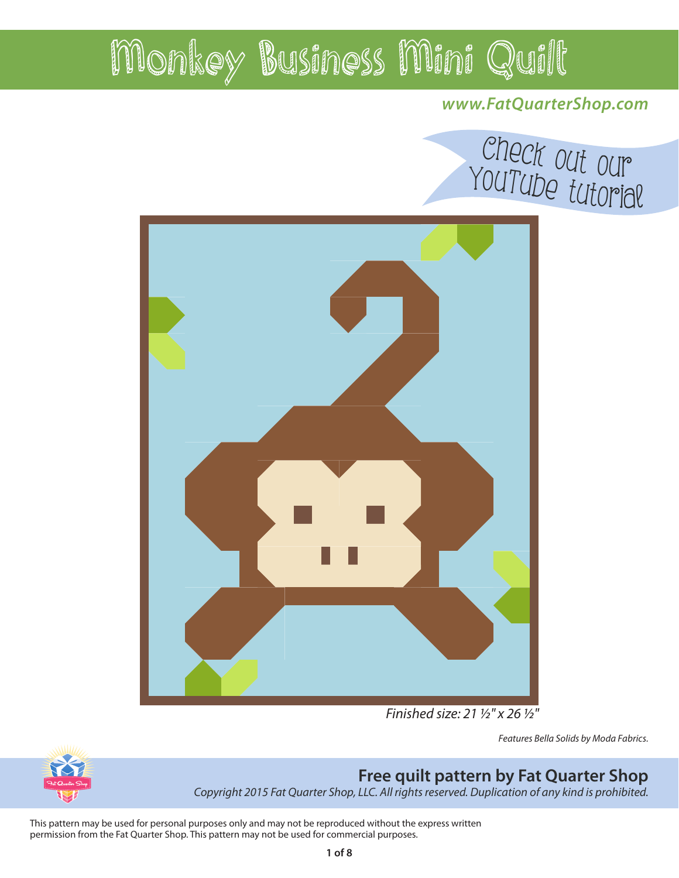# Monkey Business Mini Quilt

*www.FatQuarterShop.com*

Check out our YouTube tutorial

*Finished size: 21 ½" x 26 ½"*

*Features Bella Solids by Moda Fabrics.*

**Free quilt pattern by Fat Quarter Shop**

*Copyright 2015 Fat Quarter Shop, LLC. All rights reserved. Duplication of any kind is prohibited.*

This pattern may be used for personal purposes only and may not be reproduced without the express written permission from the Fat Quarter Shop. This pattern may not be used for commercial purposes.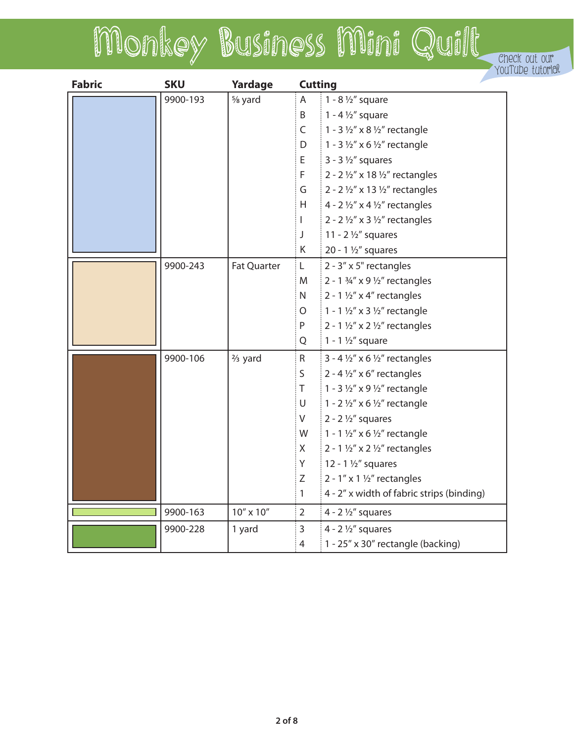# Monkey Business Mini Quilt

Check out our YouTube tutorial

| Fabric | SKU | Yardage | Cutting | |
|---|---|---|---|---|
| | 9900-193 | ⅝ yard | A | 1 - 8 ½" square |
| | | | B | 1 - 4 ½" square |
| | | | C | 1 - 3 ½" x 8 ½" rectangle |
| | | | D | 1 - 3 ½" x 6 ½" rectangle |
| | | | E | 3 - 3 ½" squares |
| | | | F | 2 - 2 ½" x 18 ½" rectangles |
| | | | G | 2 - 2 ½" x 13 ½" rectangles |
| | | | H | 4 - 2 ½" x 4 ½" rectangles |
| | | | I | 2 - 2 ½" x 3 ½" rectangles |
| | | | J | 11 - 2 ½" squares |
| | | | K | 20 - 1 ½" squares |
| | 9900-243 | Fat Quarter | L | 2 - 3" x 5" rectangles |
| | | | M | 2 - 1 ¾" x 9 ½" rectangles |
| | | | N | 2 - 1 ½" x 4" rectangles |
| | | | O | 1 - 1 ½" x 3 ½" rectangle |
| | | | P | 2 - 1 ½" x 2 ½" rectangles |
| | | | Q | 1 - 1 ½" square |
| | 9900-106 | ⅔ yard | R | 3 - 4 ½" x 6 ½" rectangles |
| | | | S | 2 - 4 ½" x 6" rectangles |
| | | | T | 1 - 3 ½" x 9 ½" rectangle |
| | | | U | 1 - 2 ½" x 6 ½" rectangle |
| | | | V | 2 - 2 ½" squares |
| | | | W | 1 - 1 ½" x 6 ½" rectangle |
| | | | X | 2 - 1 ½" x 2 ½" rectangles |
| | | | Y | 12 - 1 ½" squares |
| | | | Z | 2 - 1" x 1 ½" rectangles |
| | | | 1 | 4 - 2" x width of fabric strips (binding) |
| | 9900-163 | 10" x 10" | 2 | 4 - 2 ½" squares |
| | 9900-228 | 1 yard | 3 | 4 - 2 ½" squares |
| | | | 4 | 1 - 25" x 30" rectangle (backing) |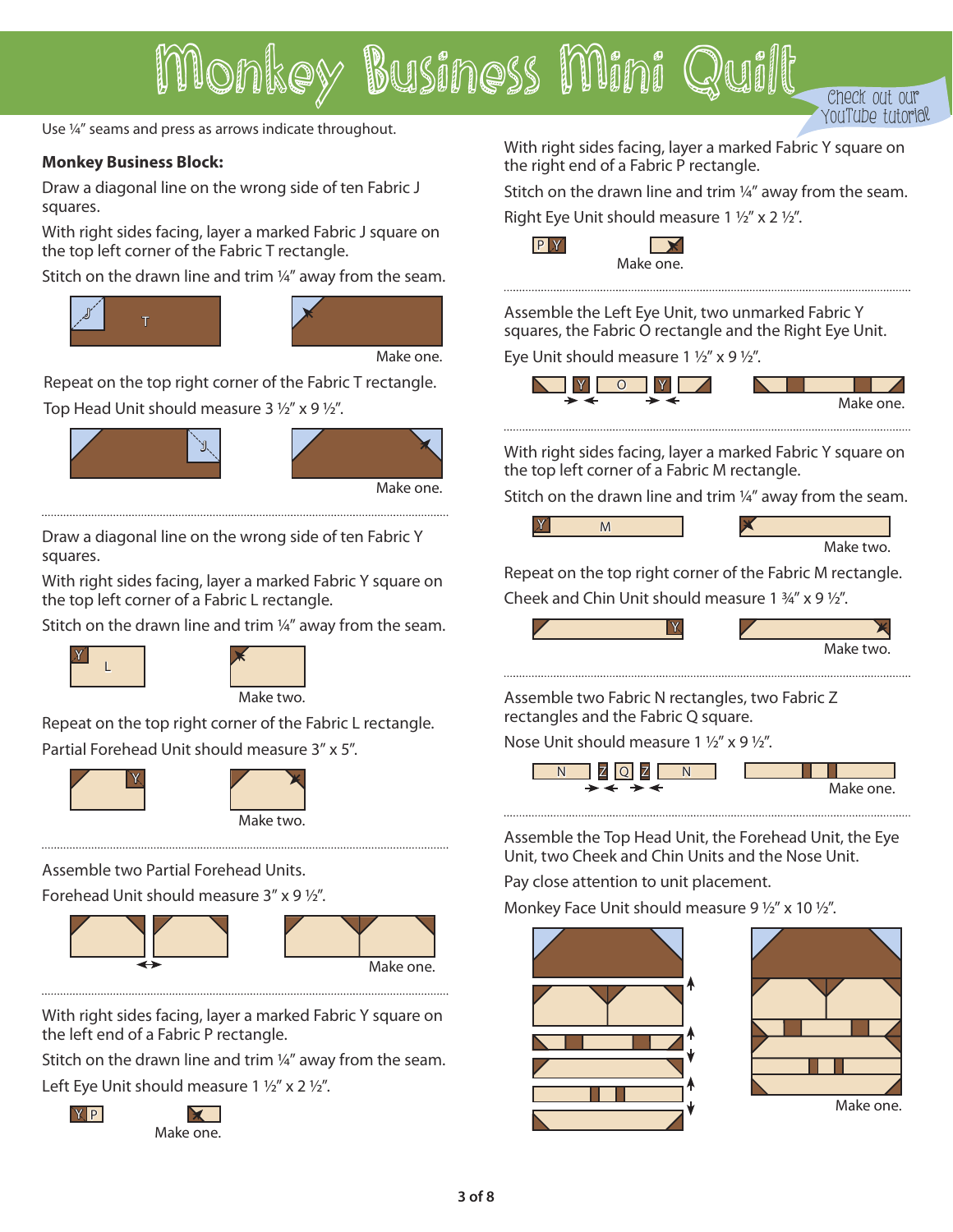# Monkey Business Mini Quilt

Check out our YouTube tutorial

Use ¼" seams and press as arrows indicate throughout.

**Monkey Business Block:**

Draw a diagonal line on the wrong side of ten Fabric J squares.

With right sides facing, layer a marked Fabric J square on the top left corner of the Fabric T rectangle.

Stitch on the drawn line and trim ¼" away from the seam.

Make one.

Repeat on the top right corner of the Fabric T rectangle.

Top Head Unit should measure 3 ½" x 9 ½".

Make one.

Draw a diagonal line on the wrong side of ten Fabric Y squares.

With right sides facing, layer a marked Fabric Y square on the top left corner of a Fabric L rectangle.

Stitch on the drawn line and trim ¼" away from the seam.

Make two.

Repeat on the top right corner of the Fabric L rectangle.

Partial Forehead Unit should measure 3" x 5".

Make two.

Assemble two Partial Forehead Units.

Forehead Unit should measure 3" x 9 ½".

Make one.

With right sides facing, layer a marked Fabric Y square on the left end of a Fabric P rectangle.

Stitch on the drawn line and trim ¼" away from the seam.

Left Eye Unit should measure 1 ½" x 2 ½".

Make one.

With right sides facing, layer a marked Fabric Y square on the right end of a Fabric P rectangle.

Stitch on the drawn line and trim ¼" away from the seam.

Right Eye Unit should measure 1 ½" x 2 ½".

Make one.

Assemble the Left Eye Unit, two unmarked Fabric Y squares, the Fabric O rectangle and the Right Eye Unit.

Eye Unit should measure 1 ½" x 9 ½".

Make one.

With right sides facing, layer a marked Fabric Y square on the top left corner of a Fabric M rectangle.

Stitch on the drawn line and trim ¼" away from the seam.

Make two.

Repeat on the top right corner of the Fabric M rectangle.

Cheek and Chin Unit should measure 1 ¾" x 9 ½".

Make two.

Assemble two Fabric N rectangles, two Fabric Z rectangles and the Fabric Q square.

Nose Unit should measure 1 ½" x 9 ½".

Make one.

Assemble the Top Head Unit, the Forehead Unit, the Eye Unit, two Cheek and Chin Units and the Nose Unit.

Pay close attention to unit placement.

Monkey Face Unit should measure 9 ½" x 10 ½".

Make one.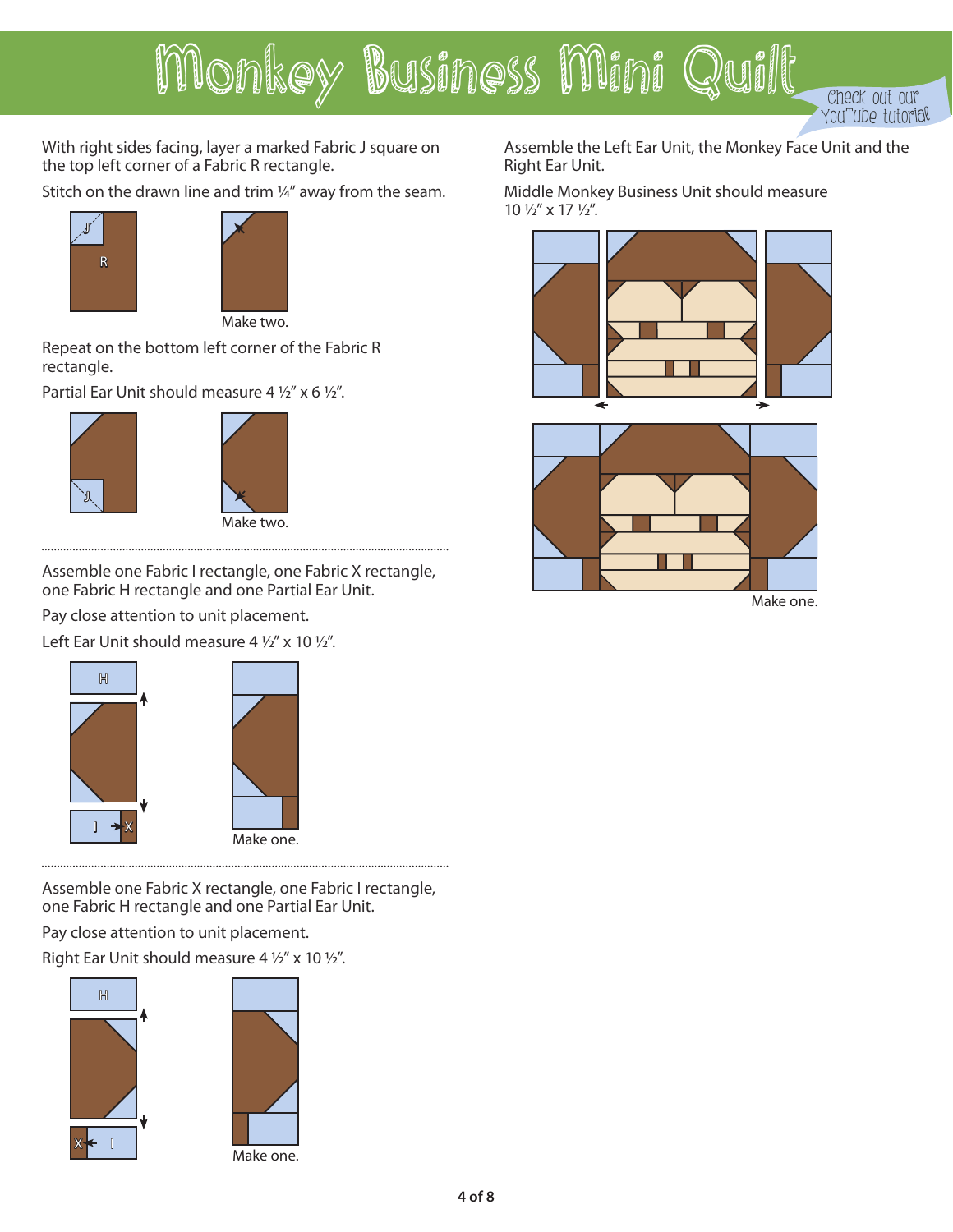# Monkey Business Mini Quilt

Check out our YouTube tutorial

With right sides facing, layer a marked Fabric J square on the top left corner of a Fabric R rectangle.

Stitch on the drawn line and trim ¼" away from the seam.

Make two.

Repeat on the bottom left corner of the Fabric R rectangle.

Partial Ear Unit should measure 4 ½" x 6 ½".

Make two.

Assemble one Fabric I rectangle, one Fabric X rectangle, one Fabric H rectangle and one Partial Ear Unit.

Pay close attention to unit placement.

Left Ear Unit should measure 4 ½" x 10 ½".

Make one.

Assemble one Fabric X rectangle, one Fabric I rectangle, one Fabric H rectangle and one Partial Ear Unit.

Pay close attention to unit placement.

Right Ear Unit should measure 4 ½" x 10 ½".

Make one.

Assemble the Left Ear Unit, the Monkey Face Unit and the Right Ear Unit.

Middle Monkey Business Unit should measure 10 ½" x 17 ½".

Make one.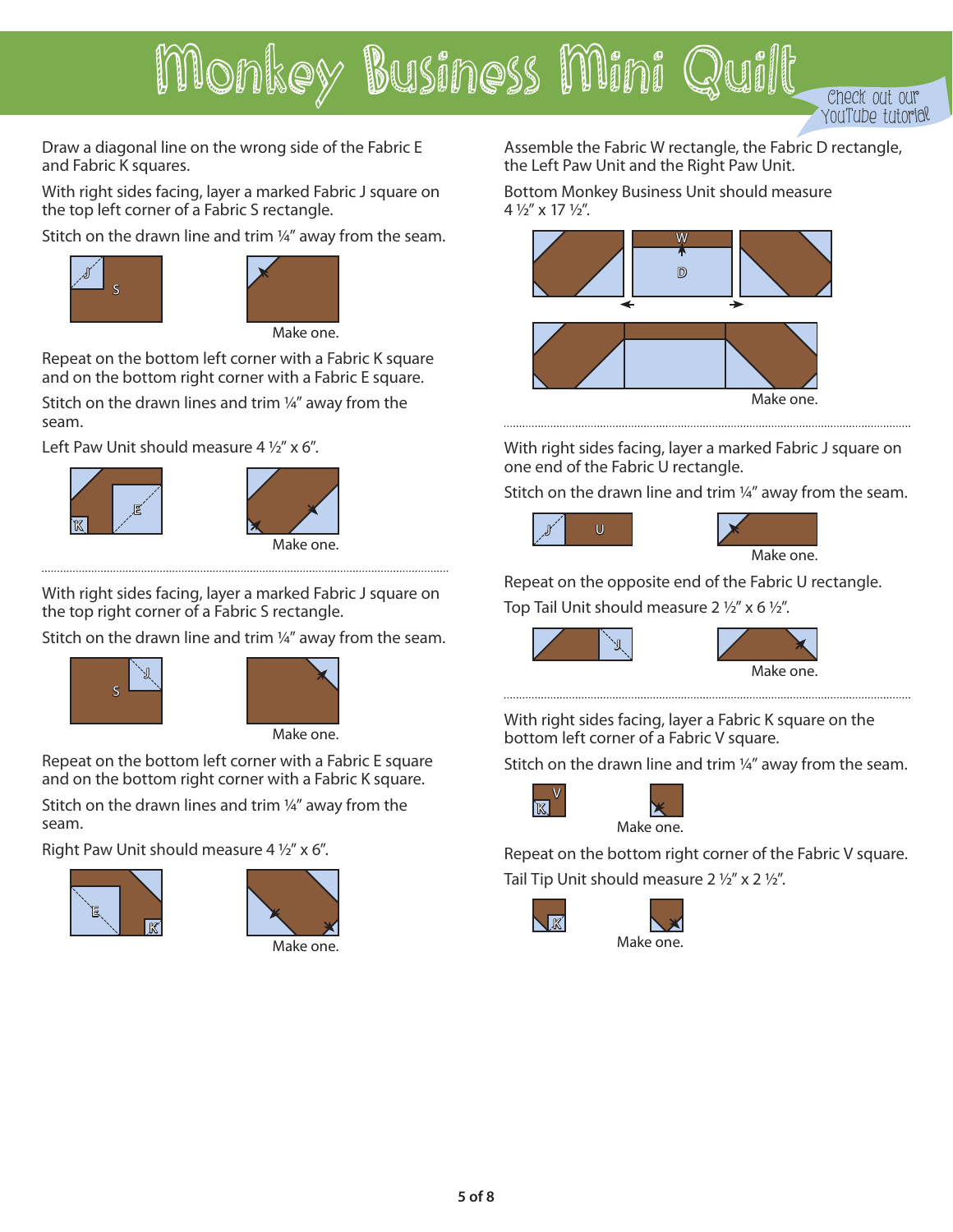# Monkey Business Mini Quilt

Check out our YouTube tutorial

Draw a diagonal line on the wrong side of the Fabric E and Fabric K squares.

With right sides facing, layer a marked Fabric J square on the top left corner of a Fabric S rectangle.

Stitch on the drawn line and trim ¼" away from the seam.

Make one.

Repeat on the bottom left corner with a Fabric K square and on the bottom right corner with a Fabric E square.

Stitch on the drawn lines and trim ¼" away from the seam.

Left Paw Unit should measure 4 ½" x 6".

Make one.

---

With right sides facing, layer a marked Fabric J square on the top right corner of a Fabric S rectangle.

Stitch on the drawn line and trim ¼" away from the seam.

Make one.

Repeat on the bottom left corner with a Fabric E square and on the bottom right corner with a Fabric K square.

Stitch on the drawn lines and trim ¼" away from the seam.

Right Paw Unit should measure 4 ½" x 6".

Make one.

Assemble the Fabric W rectangle, the Fabric D rectangle, the Left Paw Unit and the Right Paw Unit.

Bottom Monkey Business Unit should measure 4 ½" x 17 ½".

Make one.

---

With right sides facing, layer a marked Fabric J square on one end of the Fabric U rectangle.

Stitch on the drawn line and trim ¼" away from the seam.

Make one.

Repeat on the opposite end of the Fabric U rectangle.

Top Tail Unit should measure 2 ½" x 6 ½".

Make one.

---

With right sides facing, layer a Fabric K square on the bottom left corner of a Fabric V square.

Stitch on the drawn line and trim ¼" away from the seam.

Make one.

Repeat on the bottom right corner of the Fabric V square.

Tail Tip Unit should measure 2 ½" x 2 ½".

Make one.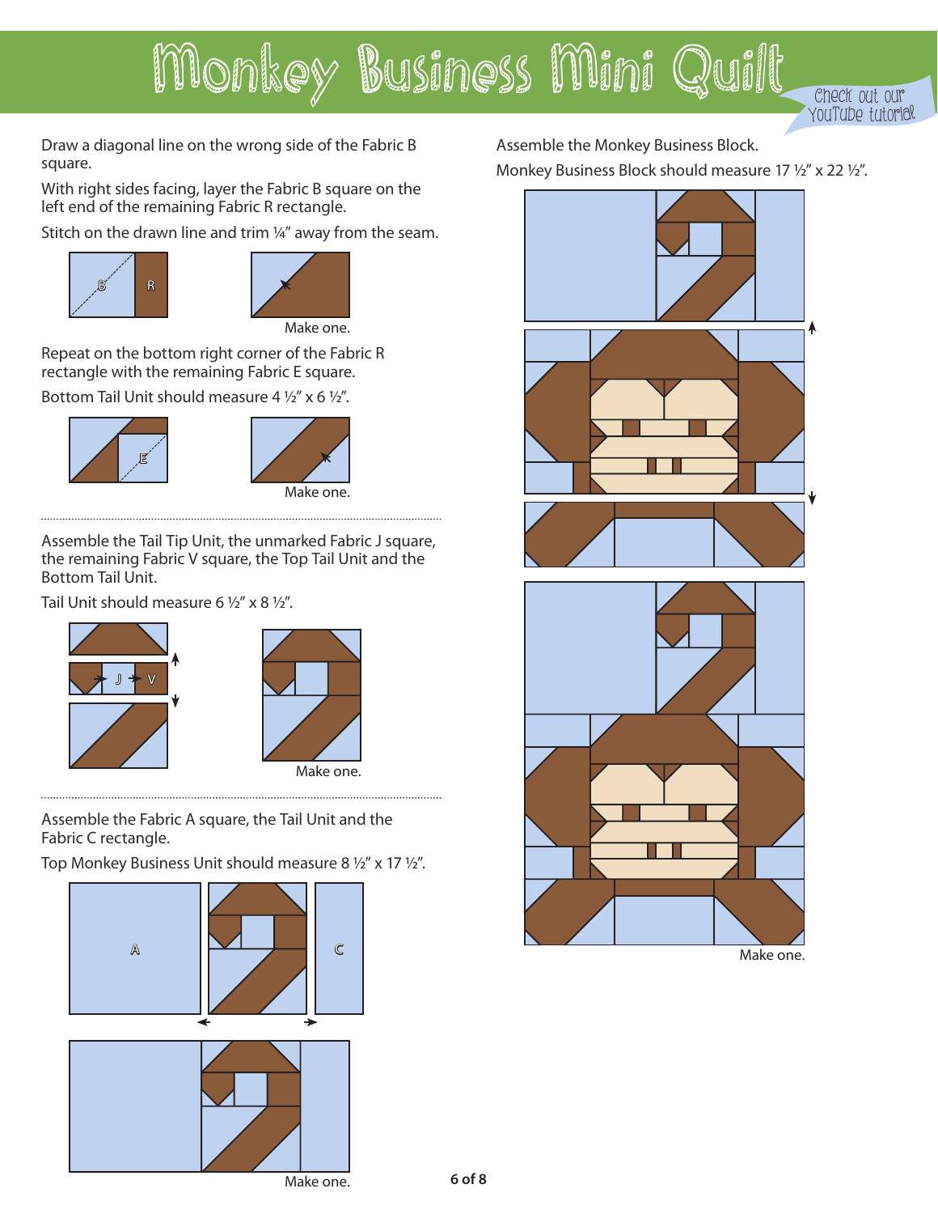# Monkey Business Mini Quilt

Check out our YouTube tutorial

Draw a diagonal line on the wrong side of the Fabric B square.

With right sides facing, layer the Fabric B square on the left end of the remaining Fabric R rectangle.

Stitch on the drawn line and trim ¼" away from the seam.

B R

Make one.

Repeat on the bottom right corner of the Fabric R rectangle with the remaining Fabric E square.

Bottom Tail Unit should measure 4 ½" x 6 ½".

E

Make one.

---

Assemble the Tail Tip Unit, the unmarked Fabric J square, the remaining Fabric V square, the Top Tail Unit and the Bottom Tail Unit.

Tail Unit should measure 6 ½" x 8 ½".

J V

Make one.

---

Assemble the Fabric A square, the Tail Unit and the Fabric C rectangle.

Top Monkey Business Unit should measure 8 ½" x 17 ½".

A C

Make one.

Assemble the Monkey Business Block.

Monkey Business Block should measure 17 ½" x 22 ½".

Make one.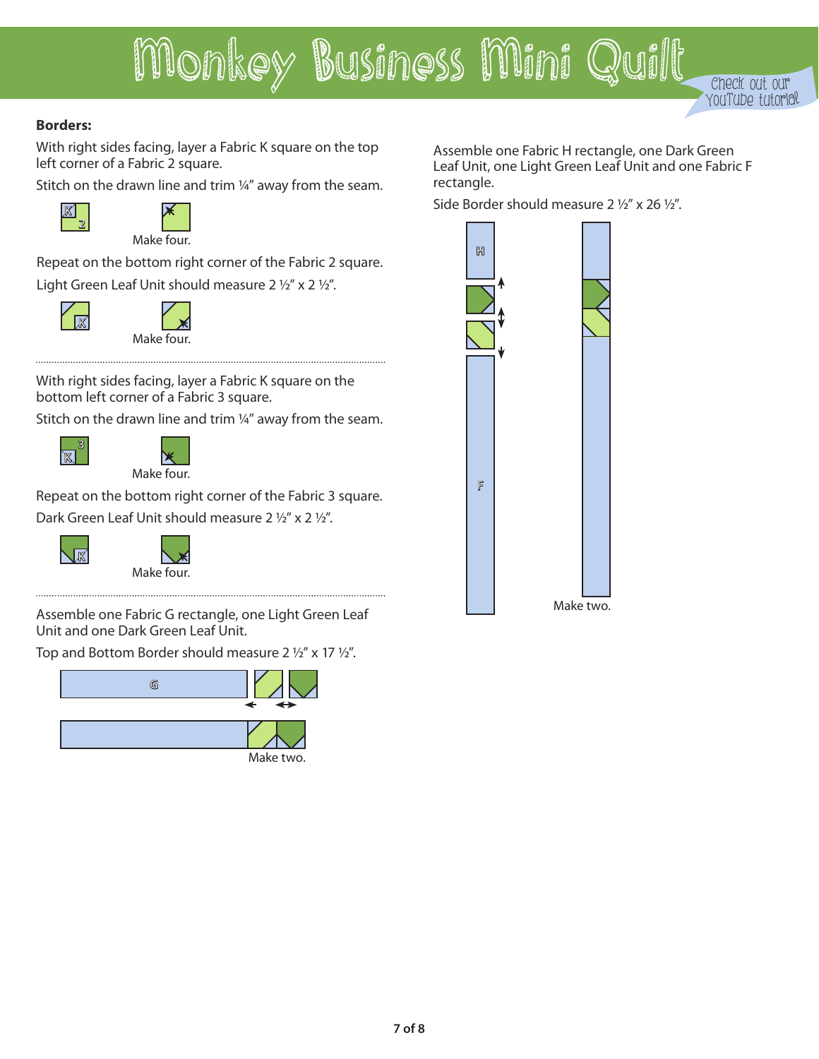# Monkey Business Mini Quilt

Check out our YouTube tutorial

**Borders:**

With right sides facing, layer a Fabric K square on the top left corner of a Fabric 2 square.

Stitch on the drawn line and trim ¼" away from the seam.

Make four.

Repeat on the bottom right corner of the Fabric 2 square.

Light Green Leaf Unit should measure 2 ½" x 2 ½".

Make four.

With right sides facing, layer a Fabric K square on the bottom left corner of a Fabric 3 square.

Stitch on the drawn line and trim ¼" away from the seam.

Make four.

Repeat on the bottom right corner of the Fabric 3 square.

Dark Green Leaf Unit should measure 2 ½" x 2 ½".

Make four.

Assemble one Fabric G rectangle, one Light Green Leaf Unit and one Dark Green Leaf Unit.

Top and Bottom Border should measure 2 ½" x 17 ½".

Make two.

Assemble one Fabric H rectangle, one Dark Green Leaf Unit, one Light Green Leaf Unit and one Fabric F rectangle.

Side Border should measure 2 ½" x 26 ½".

Make two.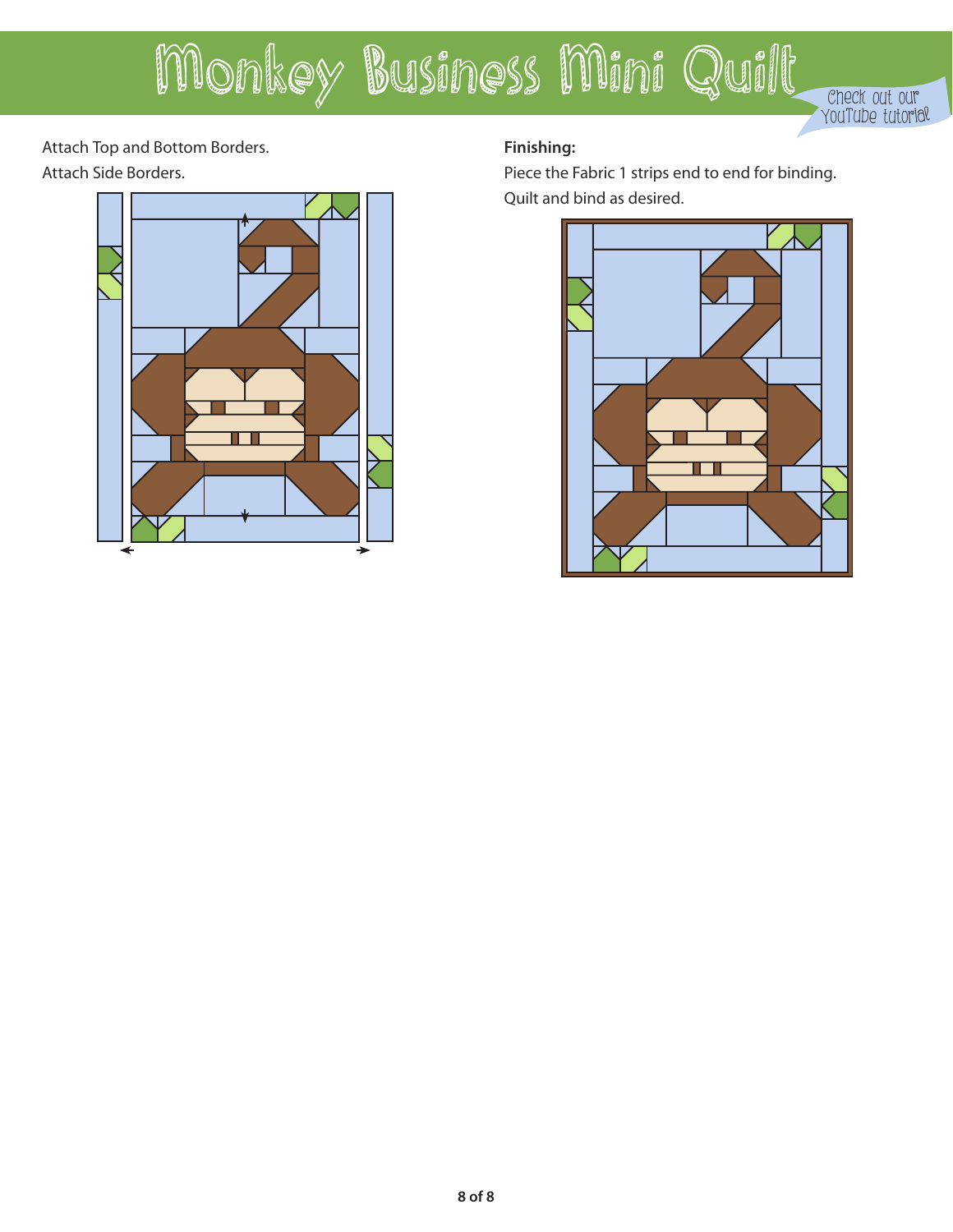# Monkey Business Mini Quilt

Check out our YouTube tutorial

Attach Top and Bottom Borders.

Attach Side Borders.

**Finishing:**

Piece the Fabric 1 strips end to end for binding.

Quilt and bind as desired.